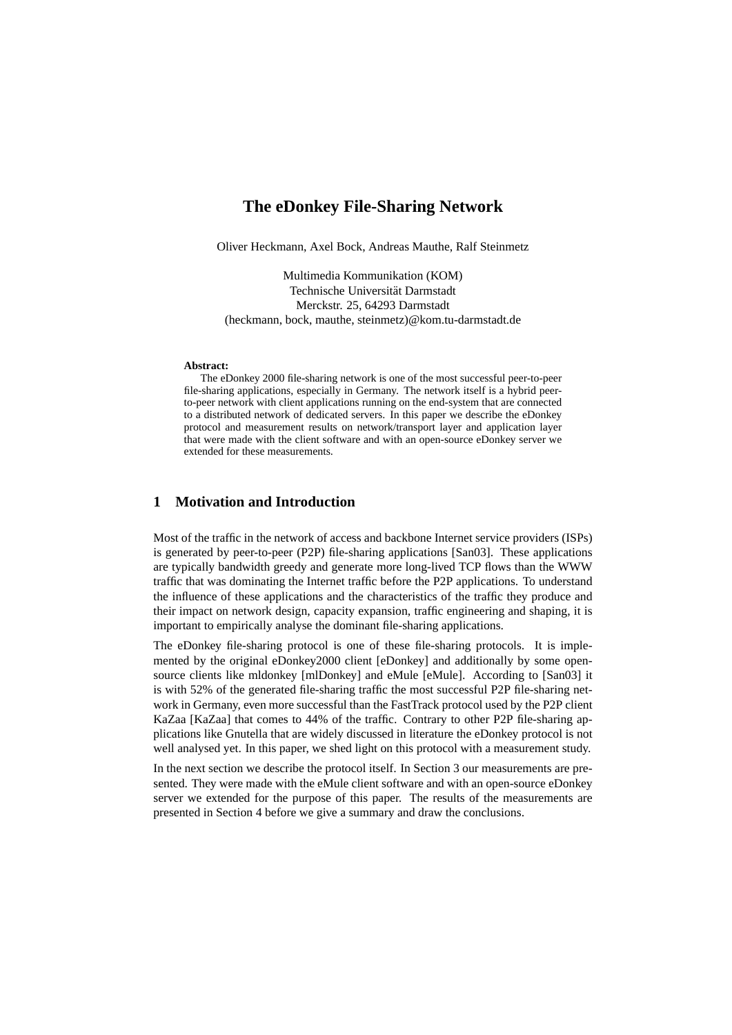# The eDonkey File-Sharing Network

Oliver Heckmann, Axel Bock, Andreas Mauthe, Ralf Steinmetz

Multimedia Kommunikation (KOM)
Technische Universität Darmstadt
Merckstr. 25, 64293 Darmstadt
(heckmann, bock, mauthe, steinmetz)@kom.tu-darmstadt.de

**Abstract:**

The eDonkey 2000 file-sharing network is one of the most successful peer-to-peer file-sharing applications, especially in Germany. The network itself is a hybrid peer-to-peer network with client applications running on the end-system that are connected to a distributed network of dedicated servers. In this paper we describe the eDonkey protocol and measurement results on network/transport layer and application layer that were made with the client software and with an open-source eDonkey server we extended for these measurements.

## 1 Motivation and Introduction

Most of the traffic in the network of access and backbone Internet service providers (ISPs) is generated by peer-to-peer (P2P) file-sharing applications [San03]. These applications are typically bandwidth greedy and generate more long-lived TCP flows than the WWW traffic that was dominating the Internet traffic before the P2P applications. To understand the influence of these applications and the characteristics of the traffic they produce and their impact on network design, capacity expansion, traffic engineering and shaping, it is important to empirically analyse the dominant file-sharing applications.

The eDonkey file-sharing protocol is one of these file-sharing protocols. It is implemented by the original eDonkey2000 client [eDonkey] and additionally by some open-source clients like mldonkey [mlDonkey] and eMule [eMule]. According to [San03] it is with 52% of the generated file-sharing traffic the most successful P2P file-sharing network in Germany, even more successful than the FastTrack protocol used by the P2P client KaZaa [KaZaa] that comes to 44% of the traffic. Contrary to other P2P file-sharing applications like Gnutella that are widely discussed in literature the eDonkey protocol is not well analysed yet. In this paper, we shed light on this protocol with a measurement study.

In the next section we describe the protocol itself. In Section 3 our measurements are presented. They were made with the eMule client software and with an open-source eDonkey server we extended for the purpose of this paper. The results of the measurements are presented in Section 4 before we give a summary and draw the conclusions.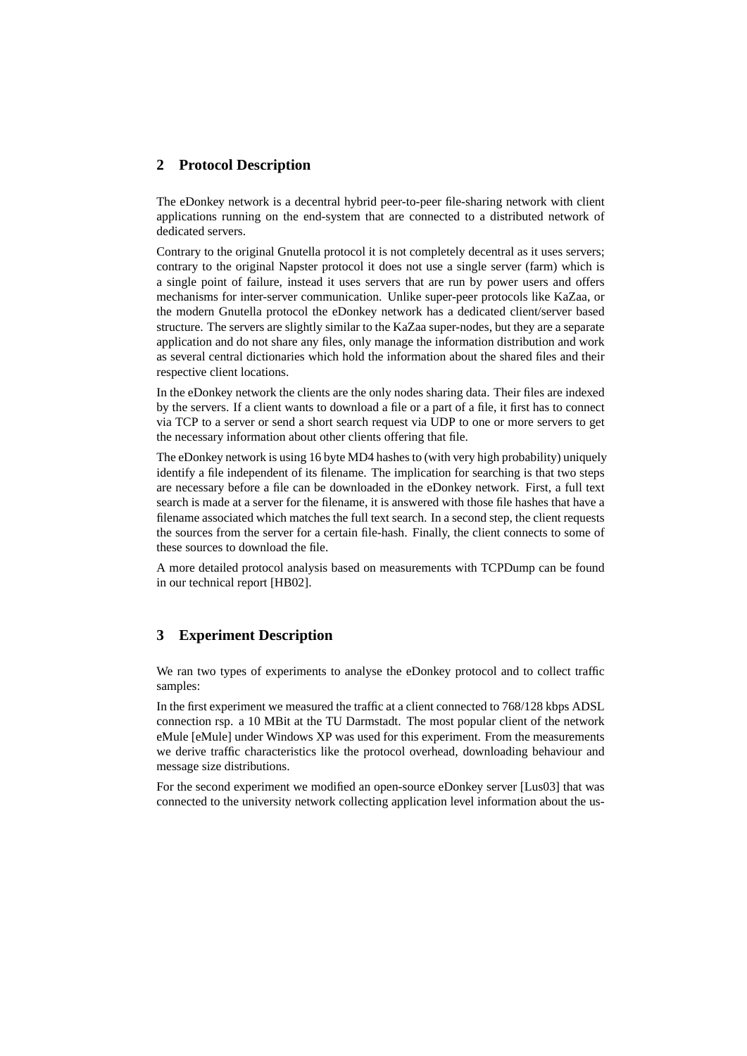## 2 Protocol Description

The eDonkey network is a decentral hybrid peer-to-peer file-sharing network with client applications running on the end-system that are connected to a distributed network of dedicated servers.

Contrary to the original Gnutella protocol it is not completely decentral as it uses servers; contrary to the original Napster protocol it does not use a single server (farm) which is a single point of failure, instead it uses servers that are run by power users and offers mechanisms for inter-server communication. Unlike super-peer protocols like KaZaa, or the modern Gnutella protocol the eDonkey network has a dedicated client/server based structure. The servers are slightly similar to the KaZaa super-nodes, but they are a separate application and do not share any files, only manage the information distribution and work as several central dictionaries which hold the information about the shared files and their respective client locations.

In the eDonkey network the clients are the only nodes sharing data. Their files are indexed by the servers. If a client wants to download a file or a part of a file, it first has to connect via TCP to a server or send a short search request via UDP to one or more servers to get the necessary information about other clients offering that file.

The eDonkey network is using 16 byte MD4 hashes to (with very high probability) uniquely identify a file independent of its filename. The implication for searching is that two steps are necessary before a file can be downloaded in the eDonkey network. First, a full text search is made at a server for the filename, it is answered with those file hashes that have a filename associated which matches the full text search. In a second step, the client requests the sources from the server for a certain file-hash. Finally, the client connects to some of these sources to download the file.

A more detailed protocol analysis based on measurements with TCPDump can be found in our technical report [HB02].

## 3 Experiment Description

We ran two types of experiments to analyse the eDonkey protocol and to collect traffic samples:

In the first experiment we measured the traffic at a client connected to 768/128 kbps ADSL connection rsp. a 10 MBit at the TU Darmstadt. The most popular client of the network eMule [eMule] under Windows XP was used for this experiment. From the measurements we derive traffic characteristics like the protocol overhead, downloading behaviour and message size distributions.

For the second experiment we modified an open-source eDonkey server [Lus03] that was connected to the university network collecting application level information about the us-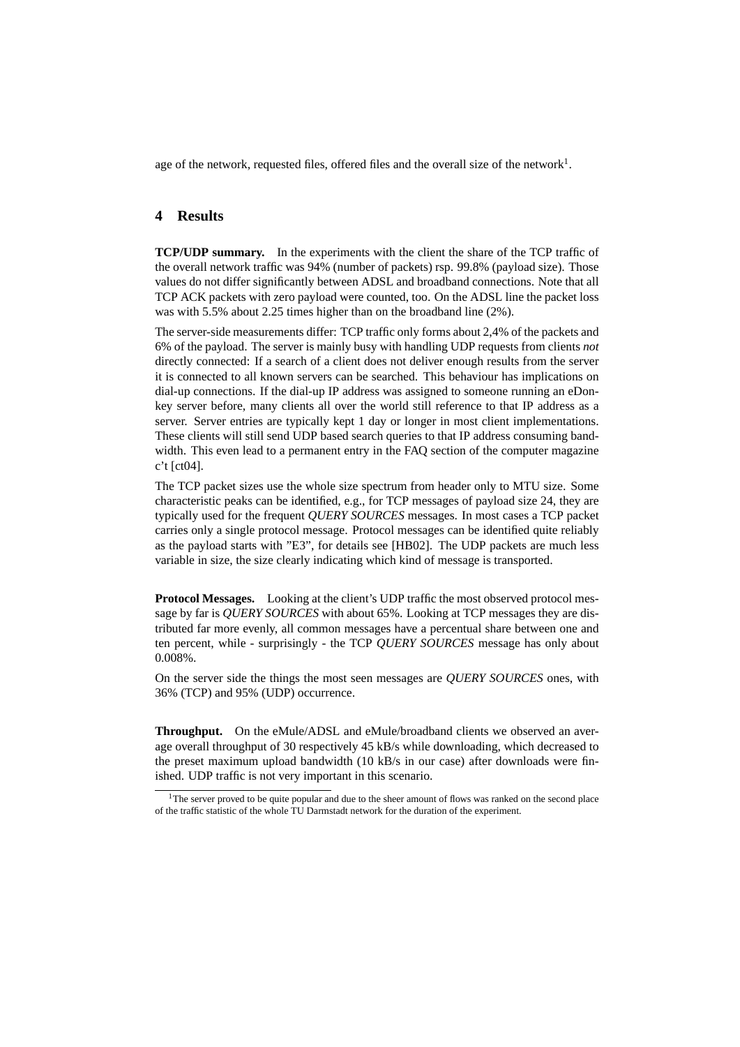age of the network, requested files, offered files and the overall size of the network[1].

## 4 Results

**TCP/UDP summary.** In the experiments with the client the share of the TCP traffic of the overall network traffic was 94% (number of packets) rsp. 99.8% (payload size). Those values do not differ significantly between ADSL and broadband connections. Note that all TCP ACK packets with zero payload were counted, too. On the ADSL line the packet loss was with 5.5% about 2.25 times higher than on the broadband line (2%).

The server-side measurements differ: TCP traffic only forms about 2,4% of the packets and 6% of the payload. The server is mainly busy with handling UDP requests from clients *not* directly connected: If a search of a client does not deliver enough results from the server it is connected to all known servers can be searched. This behaviour has implications on dial-up connections. If the dial-up IP address was assigned to someone running an eDonkey server before, many clients all over the world still reference to that IP address as a server. Server entries are typically kept 1 day or longer in most client implementations. These clients will still send UDP based search queries to that IP address consuming bandwidth. This even lead to a permanent entry in the FAQ section of the computer magazine c't [ct04].

The TCP packet sizes use the whole size spectrum from header only to MTU size. Some characteristic peaks can be identified, e.g., for TCP messages of payload size 24, they are typically used for the frequent *QUERY SOURCES* messages. In most cases a TCP packet carries only a single protocol message. Protocol messages can be identified quite reliably as the payload starts with "E3", for details see [HB02]. The UDP packets are much less variable in size, the size clearly indicating which kind of message is transported.

**Protocol Messages.** Looking at the client's UDP traffic the most observed protocol message by far is *QUERY SOURCES* with about 65%. Looking at TCP messages they are distributed far more evenly, all common messages have a percentual share between one and ten percent, while - surprisingly - the TCP *QUERY SOURCES* message has only about 0.008%.

On the server side the things the most seen messages are *QUERY SOURCES* ones, with 36% (TCP) and 95% (UDP) occurrence.

**Throughput.** On the eMule/ADSL and eMule/broadband clients we observed an average overall throughput of 30 respectively 45 kB/s while downloading, which decreased to the preset maximum upload bandwidth (10 kB/s in our case) after downloads were finished. UDP traffic is not very important in this scenario.

[1] The server proved to be quite popular and due to the sheer amount of flows was ranked on the second place of the traffic statistic of the whole TU Darmstadt network for the duration of the experiment.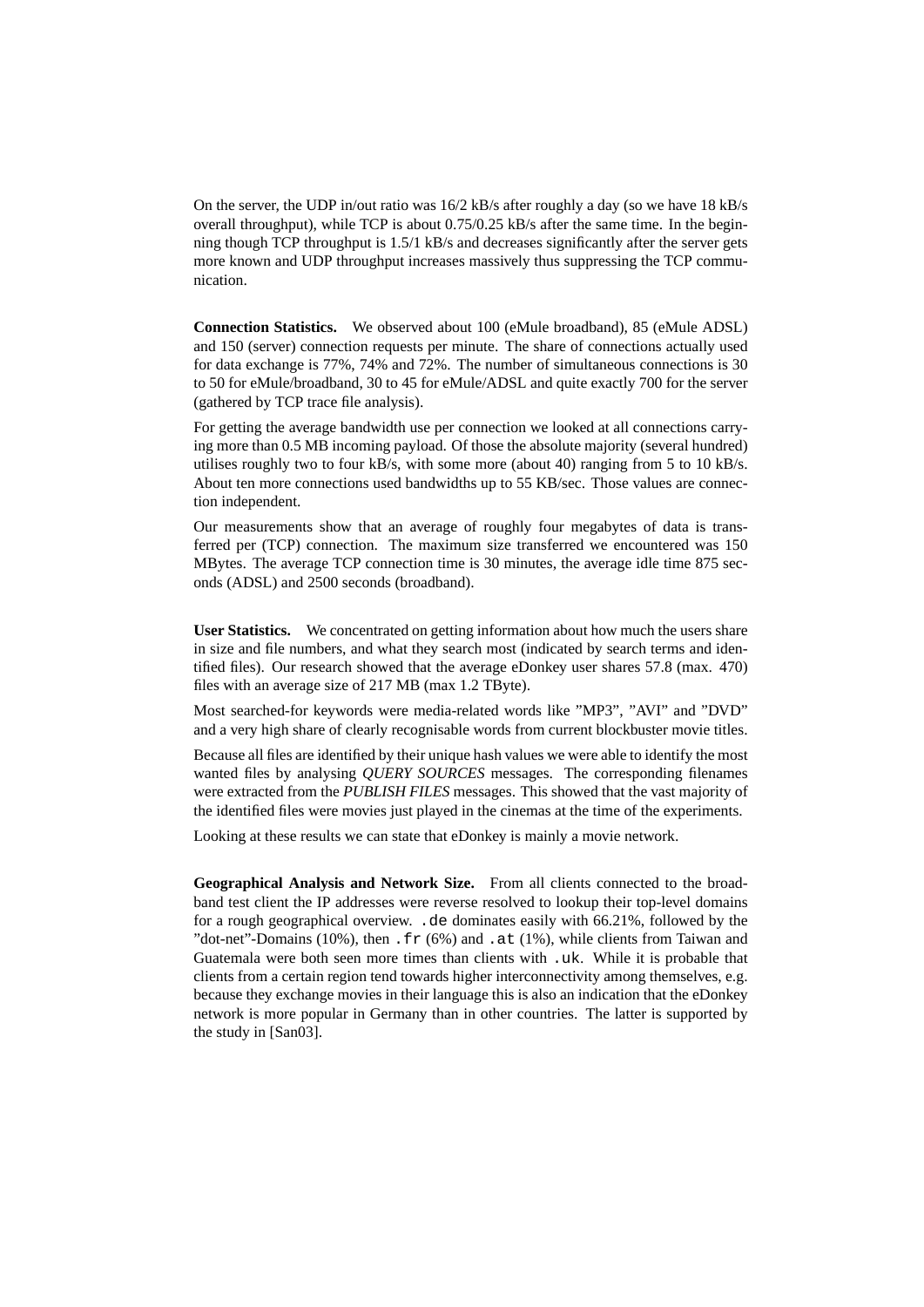On the server, the UDP in/out ratio was 16/2 kB/s after roughly a day (so we have 18 kB/s overall throughput), while TCP is about 0.75/0.25 kB/s after the same time. In the beginning though TCP throughput is 1.5/1 kB/s and decreases significantly after the server gets more known and UDP throughput increases massively thus suppressing the TCP communication.

**Connection Statistics.** We observed about 100 (eMule broadband), 85 (eMule ADSL) and 150 (server) connection requests per minute. The share of connections actually used for data exchange is 77%, 74% and 72%. The number of simultaneous connections is 30 to 50 for eMule/broadband, 30 to 45 for eMule/ADSL and quite exactly 700 for the server (gathered by TCP trace file analysis).

For getting the average bandwidth use per connection we looked at all connections carrying more than 0.5 MB incoming payload. Of those the absolute majority (several hundred) utilises roughly two to four kB/s, with some more (about 40) ranging from 5 to 10 kB/s. About ten more connections used bandwidths up to 55 KB/sec. Those values are connection independent.

Our measurements show that an average of roughly four megabytes of data is transferred per (TCP) connection. The maximum size transferred we encountered was 150 MBytes. The average TCP connection time is 30 minutes, the average idle time 875 seconds (ADSL) and 2500 seconds (broadband).

**User Statistics.** We concentrated on getting information about how much the users share in size and file numbers, and what they search most (indicated by search terms and identified files). Our research showed that the average eDonkey user shares 57.8 (max. 470) files with an average size of 217 MB (max 1.2 TByte).

Most searched-for keywords were media-related words like "MP3", "AVI" and "DVD" and a very high share of clearly recognisable words from current blockbuster movie titles.

Because all files are identified by their unique hash values we were able to identify the most wanted files by analysing *QUERY SOURCES* messages. The corresponding filenames were extracted from the *PUBLISH FILES* messages. This showed that the vast majority of the identified files were movies just played in the cinemas at the time of the experiments.

Looking at these results we can state that eDonkey is mainly a movie network.

**Geographical Analysis and Network Size.** From all clients connected to the broadband test client the IP addresses were reverse resolved to lookup their top-level domains for a rough geographical overview. `.de` dominates easily with 66.21%, followed by the "dot-net"-Domains (10%), then `.fr` (6%) and `.at` (1%), while clients from Taiwan and Guatemala were both seen more times than clients with `.uk`. While it is probable that clients from a certain region tend towards higher interconnectivity among themselves, e.g. because they exchange movies in their language this is also an indication that the eDonkey network is more popular in Germany than in other countries. The latter is supported by the study in [San03].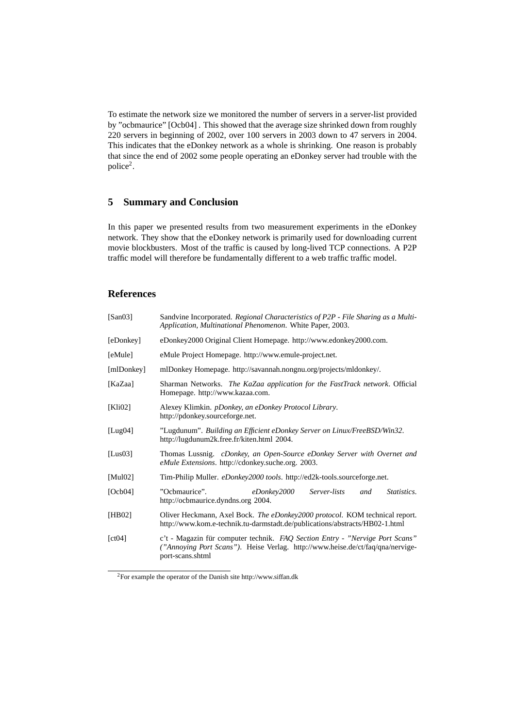To estimate the network size we monitored the number of servers in a server-list provided by "ocbmaurice" [Ocb04] . This showed that the average size shrinked down from roughly 220 servers in beginning of 2002, over 100 servers in 2003 down to 47 servers in 2004. This indicates that the eDonkey network as a whole is shrinking. One reason is probably that since the end of 2002 some people operating an eDonkey server had trouble with the police[2].

## 5 Summary and Conclusion

In this paper we presented results from two measurement experiments in the eDonkey network. They show that the eDonkey network is primarily used for downloading current movie blockbusters. Most of the traffic is caused by long-lived TCP connections. A P2P traffic model will therefore be fundamentally different to a web traffic traffic model.

## References

[San03] Sandvine Incorporated. *Regional Characteristics of P2P - File Sharing as a Multi-Application, Multinational Phenomenon*. White Paper, 2003.

[eDonkey] eDonkey2000 Original Client Homepage. http://www.edonkey2000.com.

[eMule] eMule Project Homepage. http://www.emule-project.net.

[mlDonkey] mlDonkey Homepage. http://savannah.nongnu.org/projects/mldonkey/.

[KaZaa] Sharman Networks. *The KaZaa application for the FastTrack network*. Official Homepage. http://www.kazaa.com.

[Kli02] Alexey Klimkin. *pDonkey, an eDonkey Protocol Library*. http://pdonkey.sourceforge.net.

[Lug04] "Lugdunum". *Building an Efficient eDonkey Server on Linux/FreeBSD/Win32*. http://lugdunum2k.free.fr/kiten.html 2004.

[Lus03] Thomas Lussnig. *cDonkey, an Open-Source eDonkey Server with Overnet and eMule Extensions*. http://cdonkey.suche.org. 2003.

[Mul02] Tim-Philip Muller. *eDonkey2000 tools*. http://ed2k-tools.sourceforge.net.

[Ocb04] "Ocbmaurice". *eDonkey2000 Server-lists and Statistics*. http://ocbmaurice.dyndns.org 2004.

[HB02] Oliver Heckmann, Axel Bock. *The eDonkey2000 protocol*. KOM technical report. http://www.kom.e-technik.tu-darmstadt.de/publications/abstracts/HB02-1.html

[ct04] c't - Magazin für computer technik. *FAQ Section Entry - "Nervige Port Scans" ("Annoying Port Scans")*. Heise Verlag. http://www.heise.de/ct/faq/qna/nervige-port-scans.shtml

[2] For example the operator of the Danish site http://www.siffan.dk